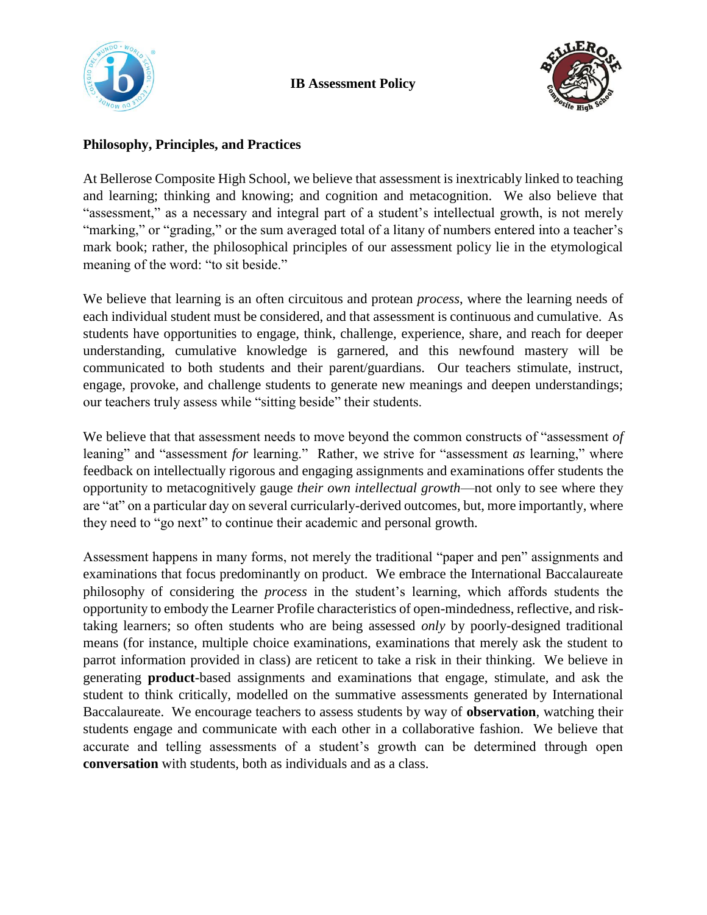# IB Assessment Policy

## Philosophy, Principles, and Practices

At Bellerose Composite High School, we believe that assessment is inextricably linked to teaching and learning; thinking and knowing; and cognition and metacognition. We also believe that "assessment," as a necessary and integral part of a student's intellectual growth, is not merely "marking," or "grading," or the sum averaged total of a litany of numbers entered into a teacher's mark book; rather, the philosophical principles of our assessment policy lie in the etymological meaning of the word: "to sit beside."

We believe that learning is an often circuitous and protean *process*, where the learning needs of each individual student must be considered, and that assessment is continuous and cumulative. As students have opportunities to engage, think, challenge, experience, share, and reach for deeper understanding, cumulative knowledge is garnered, and this newfound mastery will be communicated to both students and their parent/guardians. Our teachers stimulate, instruct, engage, provoke, and challenge students to generate new meanings and deepen understandings; our teachers truly assess while "sitting beside" their students.

We believe that that assessment needs to move beyond the common constructs of "assessment *of* leaning" and "assessment *for* learning." Rather, we strive for "assessment *as* learning," where feedback on intellectually rigorous and engaging assignments and examinations offer students the opportunity to metacognitively gauge *their own intellectual growth*—not only to see where they are "at" on a particular day on several curricularly-derived outcomes, but, more importantly, where they need to "go next" to continue their academic and personal growth.

Assessment happens in many forms, not merely the traditional "paper and pen" assignments and examinations that focus predominantly on product. We embrace the International Baccalaureate philosophy of considering the *process* in the student's learning, which affords students the opportunity to embody the Learner Profile characteristics of open-mindedness, reflective, and risk-taking learners; so often students who are being assessed *only* by poorly-designed traditional means (for instance, multiple choice examinations, examinations that merely ask the student to parrot information provided in class) are reticent to take a risk in their thinking. We believe in generating **product**-based assignments and examinations that engage, stimulate, and ask the student to think critically, modelled on the summative assessments generated by International Baccalaureate. We encourage teachers to assess students by way of **observation**, watching their students engage and communicate with each other in a collaborative fashion. We believe that accurate and telling assessments of a student's growth can be determined through open **conversation** with students, both as individuals and as a class.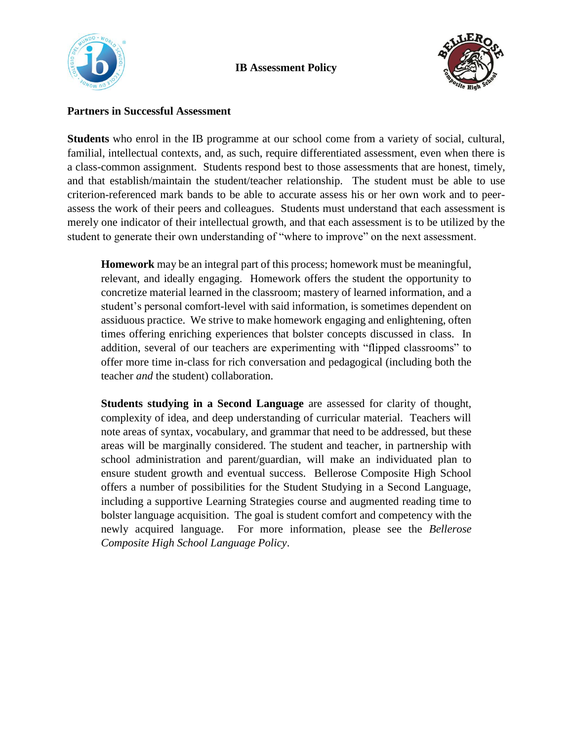**IB Assessment Policy**

**Partners in Successful Assessment**

**Students** who enrol in the IB programme at our school come from a variety of social, cultural, familial, intellectual contexts, and, as such, require differentiated assessment, even when there is a class-common assignment. Students respond best to those assessments that are honest, timely, and that establish/maintain the student/teacher relationship. The student must be able to use criterion-referenced mark bands to be able to accurate assess his or her own work and to peer-assess the work of their peers and colleagues. Students must understand that each assessment is merely one indicator of their intellectual growth, and that each assessment is to be utilized by the student to generate their own understanding of "where to improve" on the next assessment.

> **Homework** may be an integral part of this process; homework must be meaningful, relevant, and ideally engaging. Homework offers the student the opportunity to concretize material learned in the classroom; mastery of learned information, and a student's personal comfort-level with said information, is sometimes dependent on assiduous practice. We strive to make homework engaging and enlightening, often times offering enriching experiences that bolster concepts discussed in class. In addition, several of our teachers are experimenting with "flipped classrooms" to offer more time in-class for rich conversation and pedagogical (including both the teacher *and* the student) collaboration.
>
> **Students studying in a Second Language** are assessed for clarity of thought, complexity of idea, and deep understanding of curricular material. Teachers will note areas of syntax, vocabulary, and grammar that need to be addressed, but these areas will be marginally considered. The student and teacher, in partnership with school administration and parent/guardian, will make an individuated plan to ensure student growth and eventual success. Bellerose Composite High School offers a number of possibilities for the Student Studying in a Second Language, including a supportive Learning Strategies course and augmented reading time to bolster language acquisition. The goal is student comfort and competency with the newly acquired language. For more information, please see the *Bellerose Composite High School Language Policy*.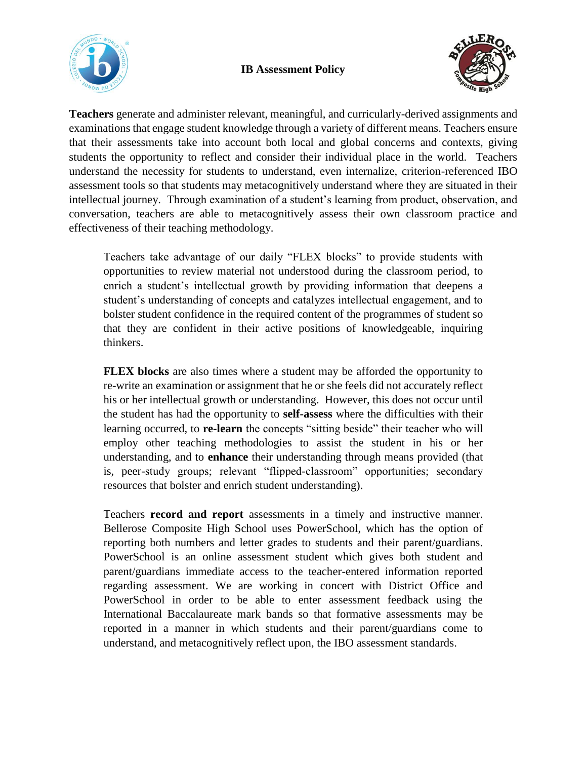**IB Assessment Policy**

**Teachers** generate and administer relevant, meaningful, and curricularly-derived assignments and examinations that engage student knowledge through a variety of different means. Teachers ensure that their assessments take into account both local and global concerns and contexts, giving students the opportunity to reflect and consider their individual place in the world. Teachers understand the necessity for students to understand, even internalize, criterion-referenced IBO assessment tools so that students may metacognitively understand where they are situated in their intellectual journey. Through examination of a student's learning from product, observation, and conversation, teachers are able to metacognitively assess their own classroom practice and effectiveness of their teaching methodology.

> Teachers take advantage of our daily "FLEX blocks" to provide students with opportunities to review material not understood during the classroom period, to enrich a student's intellectual growth by providing information that deepens a student's understanding of concepts and catalyzes intellectual engagement, and to bolster student confidence in the required content of the programmes of student so that they are confident in their active positions of knowledgeable, inquiring thinkers.
>
> **FLEX blocks** are also times where a student may be afforded the opportunity to re-write an examination or assignment that he or she feels did not accurately reflect his or her intellectual growth or understanding. However, this does not occur until the student has had the opportunity to **self-assess** where the difficulties with their learning occurred, to **re-learn** the concepts "sitting beside" their teacher who will employ other teaching methodologies to assist the student in his or her understanding, and to **enhance** their understanding through means provided (that is, peer-study groups; relevant "flipped-classroom" opportunities; secondary resources that bolster and enrich student understanding).
>
> Teachers **record and report** assessments in a timely and instructive manner. Bellerose Composite High School uses PowerSchool, which has the option of reporting both numbers and letter grades to students and their parent/guardians. PowerSchool is an online assessment student which gives both student and parent/guardians immediate access to the teacher-entered information reported regarding assessment. We are working in concert with District Office and PowerSchool in order to be able to enter assessment feedback using the International Baccalaureate mark bands so that formative assessments may be reported in a manner in which students and their parent/guardians come to understand, and metacognitively reflect upon, the IBO assessment standards.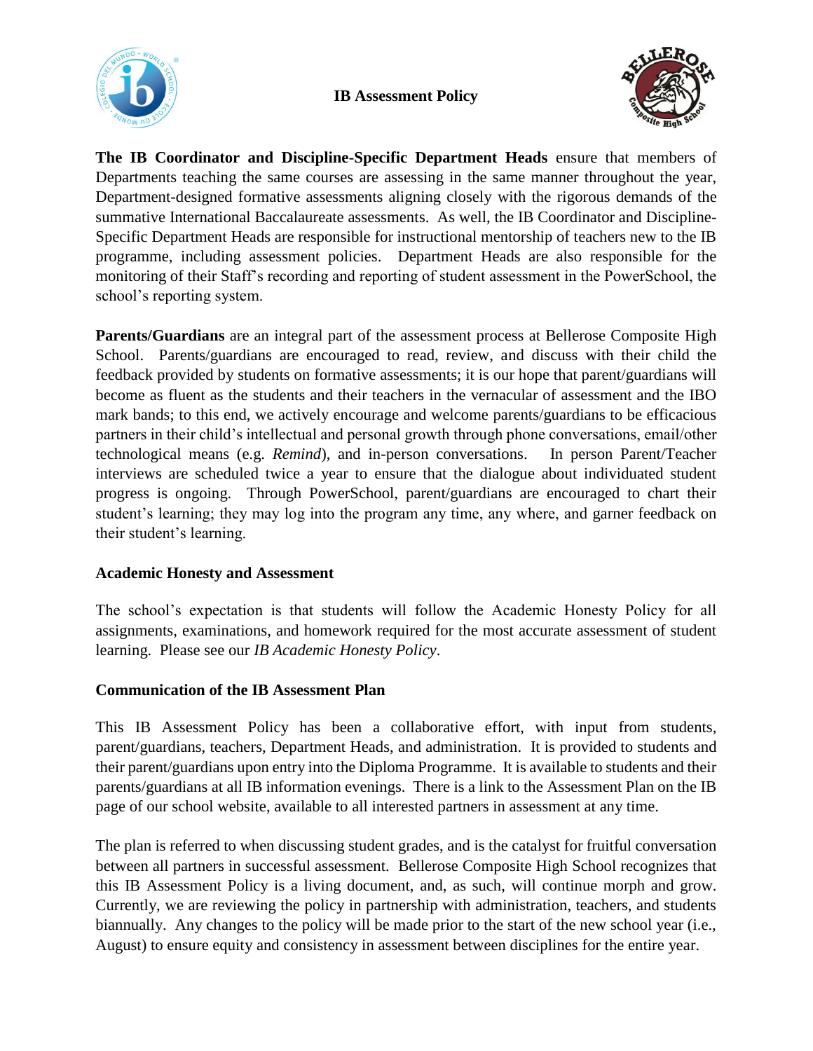# IB Assessment Policy

**The IB Coordinator and Discipline-Specific Department Heads** ensure that members of Departments teaching the same courses are assessing in the same manner throughout the year, Department-designed formative assessments aligning closely with the rigorous demands of the summative International Baccalaureate assessments. As well, the IB Coordinator and Discipline-Specific Department Heads are responsible for instructional mentorship of teachers new to the IB programme, including assessment policies. Department Heads are also responsible for the monitoring of their Staff's recording and reporting of student assessment in the PowerSchool, the school's reporting system.

**Parents/Guardians** are an integral part of the assessment process at Bellerose Composite High School. Parents/guardians are encouraged to read, review, and discuss with their child the feedback provided by students on formative assessments; it is our hope that parent/guardians will become as fluent as the students and their teachers in the vernacular of assessment and the IBO mark bands; to this end, we actively encourage and welcome parents/guardians to be efficacious partners in their child's intellectual and personal growth through phone conversations, email/other technological means (e.g. *Remind*), and in-person conversations. In person Parent/Teacher interviews are scheduled twice a year to ensure that the dialogue about individuated student progress is ongoing. Through PowerSchool, parent/guardians are encouraged to chart their student's learning; they may log into the program any time, any where, and garner feedback on their student's learning.

### Academic Honesty and Assessment

The school's expectation is that students will follow the Academic Honesty Policy for all assignments, examinations, and homework required for the most accurate assessment of student learning. Please see our *IB Academic Honesty Policy*.

### Communication of the IB Assessment Plan

This IB Assessment Policy has been a collaborative effort, with input from students, parent/guardians, teachers, Department Heads, and administration. It is provided to students and their parent/guardians upon entry into the Diploma Programme. It is available to students and their parents/guardians at all IB information evenings. There is a link to the Assessment Plan on the IB page of our school website, available to all interested partners in assessment at any time.

The plan is referred to when discussing student grades, and is the catalyst for fruitful conversation between all partners in successful assessment. Bellerose Composite High School recognizes that this IB Assessment Policy is a living document, and, as such, will continue morph and grow. Currently, we are reviewing the policy in partnership with administration, teachers, and students biannually. Any changes to the policy will be made prior to the start of the new school year (i.e., August) to ensure equity and consistency in assessment between disciplines for the entire year.